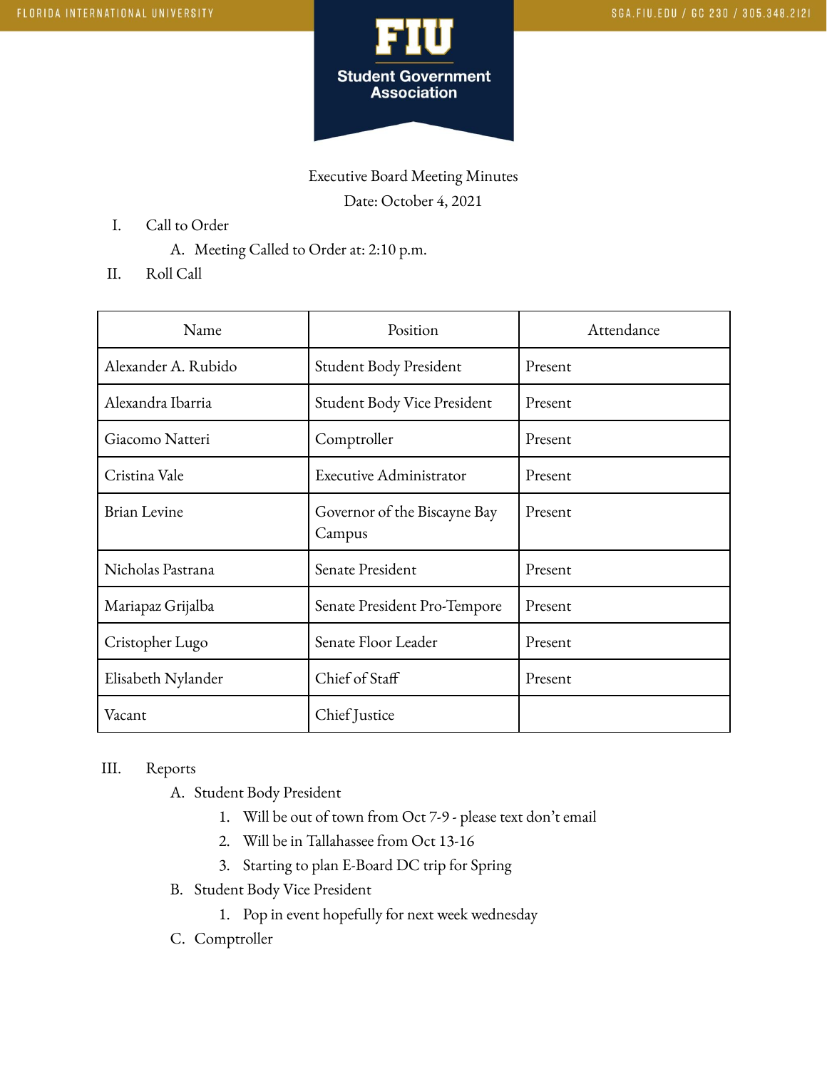# Executive Board Meeting Minutes

Date: October 4, 2021

I. Call to Order
   A. Meeting Called to Order at: 2:10 p.m.

II. Roll Call

| Name | Position | Attendance |
| --- | --- | --- |
| Alexander A. Rubido | Student Body President | Present |
| Alexandra Ibarria | Student Body Vice President | Present |
| Giacomo Natteri | Comptroller | Present |
| Cristina Vale | Executive Administrator | Present |
| Brian Levine | Governor of the Biscayne Bay Campus | Present |
| Nicholas Pastrana | Senate President | Present |
| Mariapaz Grijalba | Senate President Pro-Tempore | Present |
| Cristopher Lugo | Senate Floor Leader | Present |
| Elisabeth Nylander | Chief of Staff | Present |
| Vacant | Chief Justice | |

III. Reports
   A. Student Body President
      1. Will be out of town from Oct 7-9 - please text don't email
      2. Will be in Tallahassee from Oct 13-16
      3. Starting to plan E-Board DC trip for Spring
   B. Student Body Vice President
      1. Pop in event hopefully for next week wednesday
   C. Comptroller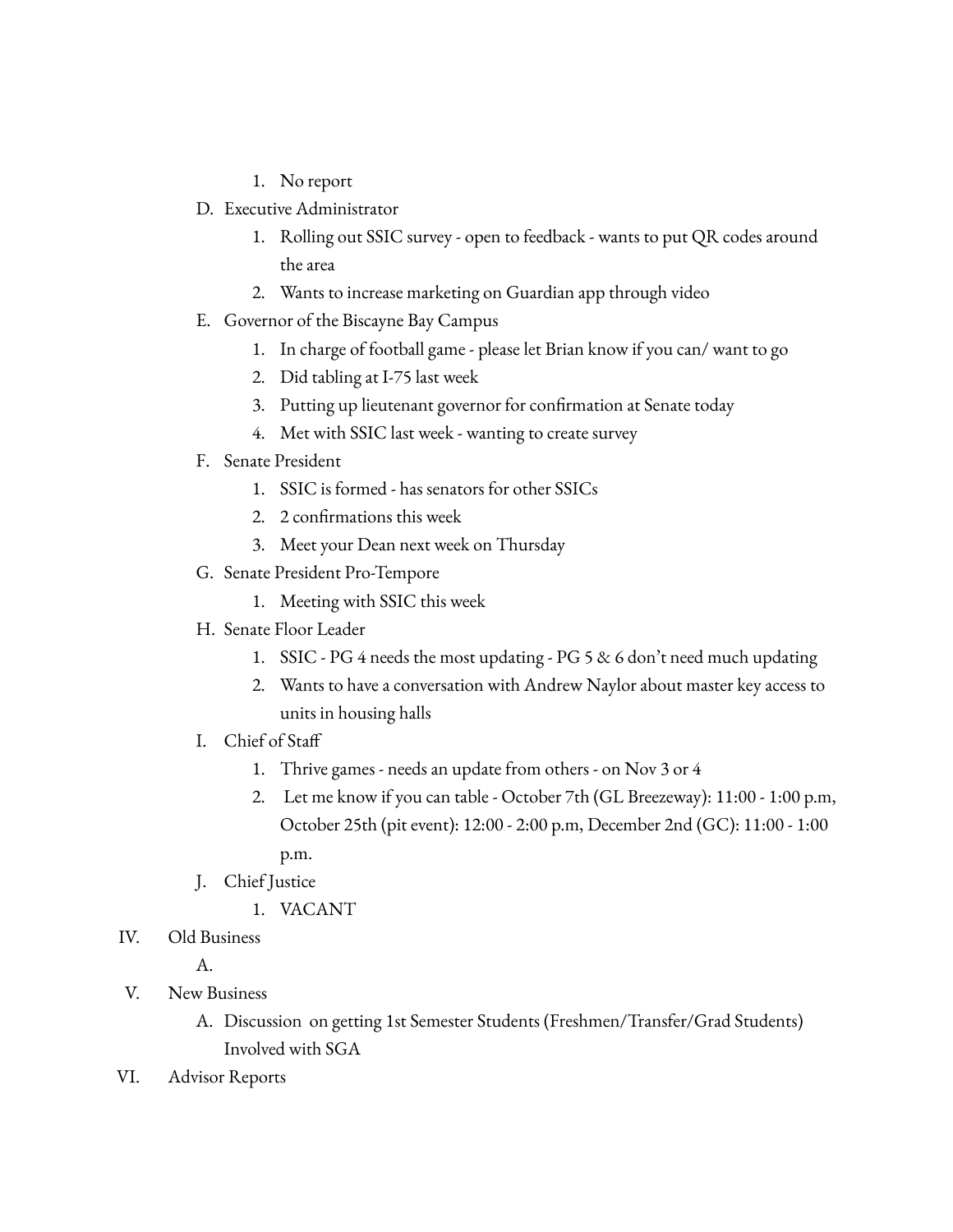1. No report

D. Executive Administrator
   1. Rolling out SSIC survey - open to feedback - wants to put QR codes around the area
   2. Wants to increase marketing on Guardian app through video

E. Governor of the Biscayne Bay Campus
   1. In charge of football game - please let Brian know if you can/ want to go
   2. Did tabling at I-75 last week
   3. Putting up lieutenant governor for confirmation at Senate today
   4. Met with SSIC last week - wanting to create survey

F. Senate President
   1. SSIC is formed - has senators for other SSICs
   2. 2 confirmations this week
   3. Meet your Dean next week on Thursday

G. Senate President Pro-Tempore
   1. Meeting with SSIC this week

H. Senate Floor Leader
   1. SSIC - PG 4 needs the most updating - PG 5 & 6 don't need much updating
   2. Wants to have a conversation with Andrew Naylor about master key access to units in housing halls

I. Chief of Staff
   1. Thrive games - needs an update from others - on Nov 3 or 4
   2. Let me know if you can table - October 7th (GL Breezeway): 11:00 - 1:00 p.m, October 25th (pit event): 12:00 - 2:00 p.m, December 2nd (GC): 11:00 - 1:00 p.m.

J. Chief Justice
   1. VACANT

IV. Old Business

   A.

V. New Business

   A. Discussion on getting 1st Semester Students (Freshmen/Transfer/Grad Students) Involved with SGA

VI. Advisor Reports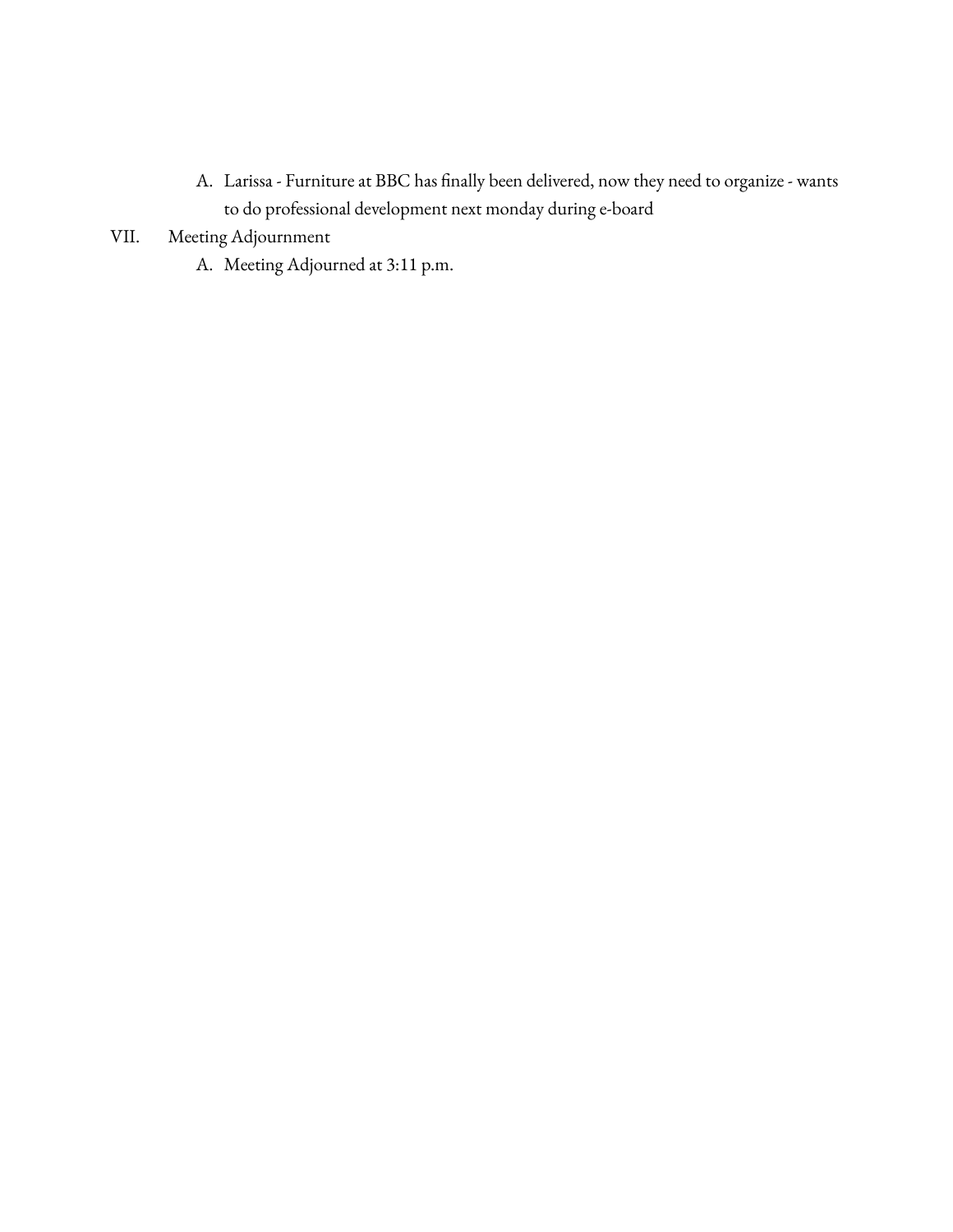A. Larissa - Furniture at BBC has finally been delivered, now they need to organize - wants to do professional development next monday during e-board

VII. Meeting Adjournment

   A. Meeting Adjourned at 3:11 p.m.